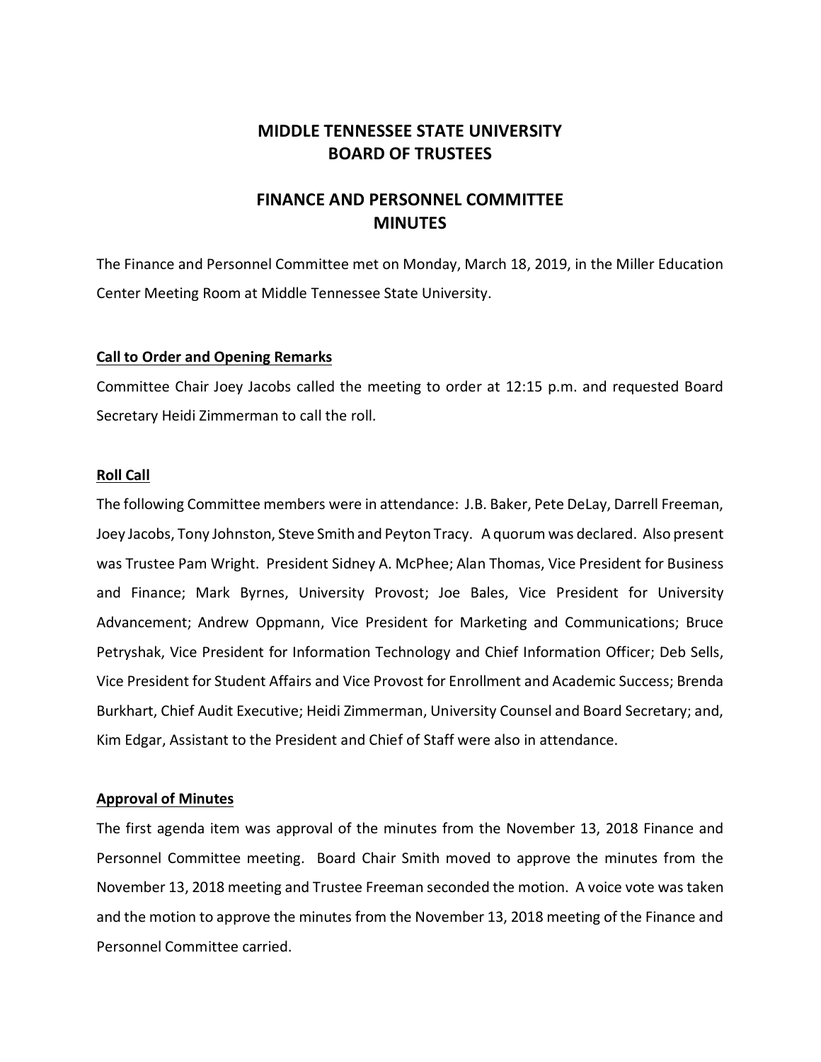# MIDDLE TENNESSEE STATE UNIVERSITY
# BOARD OF TRUSTEES

## FINANCE AND PERSONNEL COMMITTEE
## MINUTES

The Finance and Personnel Committee met on Monday, March 18, 2019, in the Miller Education Center Meeting Room at Middle Tennessee State University.

### Call to Order and Opening Remarks

Committee Chair Joey Jacobs called the meeting to order at 12:15 p.m. and requested Board Secretary Heidi Zimmerman to call the roll.

### Roll Call

The following Committee members were in attendance: J.B. Baker, Pete DeLay, Darrell Freeman, Joey Jacobs, Tony Johnston, Steve Smith and Peyton Tracy. A quorum was declared. Also present was Trustee Pam Wright. President Sidney A. McPhee; Alan Thomas, Vice President for Business and Finance; Mark Byrnes, University Provost; Joe Bales, Vice President for University Advancement; Andrew Oppmann, Vice President for Marketing and Communications; Bruce Petryshak, Vice President for Information Technology and Chief Information Officer; Deb Sells, Vice President for Student Affairs and Vice Provost for Enrollment and Academic Success; Brenda Burkhart, Chief Audit Executive; Heidi Zimmerman, University Counsel and Board Secretary; and, Kim Edgar, Assistant to the President and Chief of Staff were also in attendance.

### Approval of Minutes

The first agenda item was approval of the minutes from the November 13, 2018 Finance and Personnel Committee meeting. Board Chair Smith moved to approve the minutes from the November 13, 2018 meeting and Trustee Freeman seconded the motion. A voice vote was taken and the motion to approve the minutes from the November 13, 2018 meeting of the Finance and Personnel Committee carried.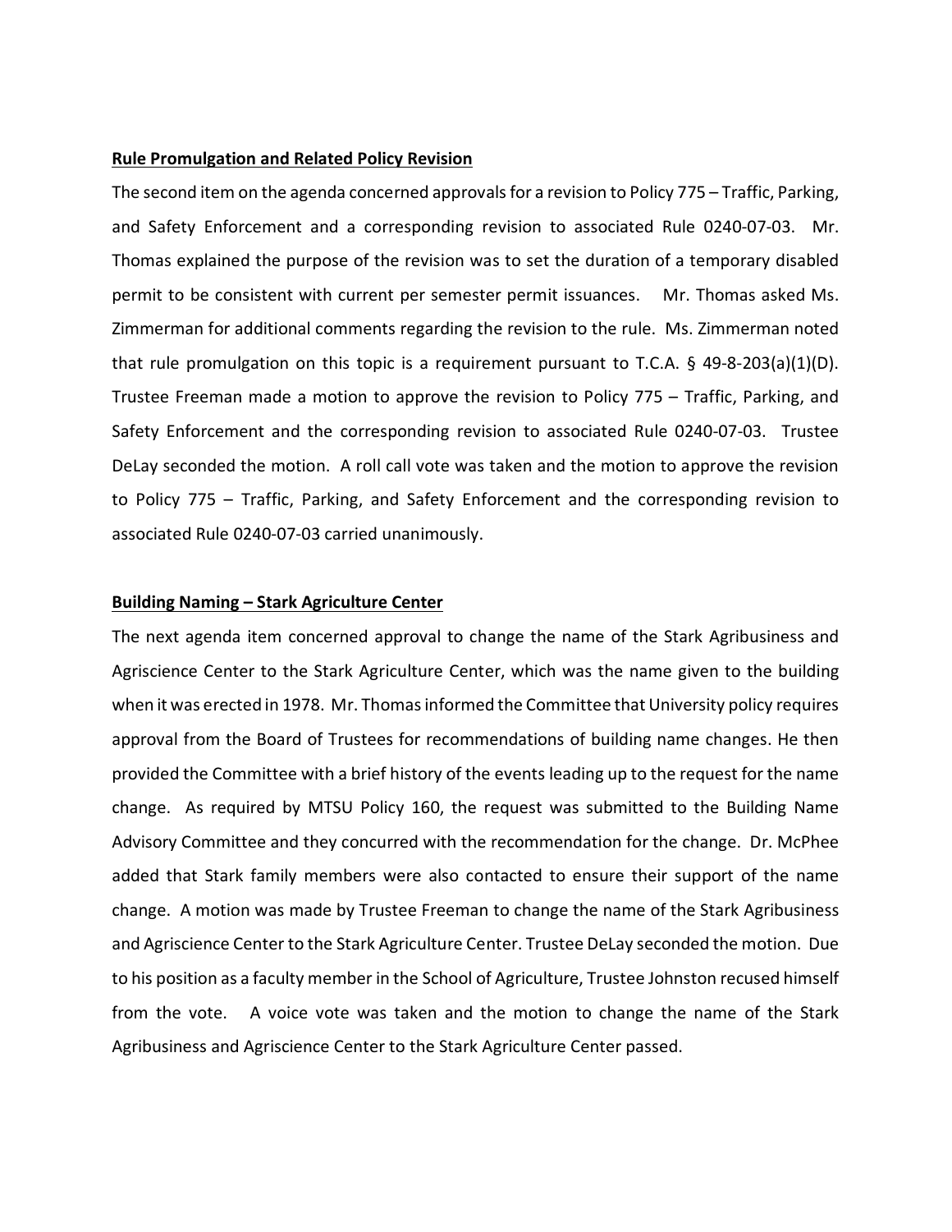**Rule Promulgation and Related Policy Revision**

The second item on the agenda concerned approvals for a revision to Policy 775 – Traffic, Parking, and Safety Enforcement and a corresponding revision to associated Rule 0240-07-03. Mr. Thomas explained the purpose of the revision was to set the duration of a temporary disabled permit to be consistent with current per semester permit issuances. Mr. Thomas asked Ms. Zimmerman for additional comments regarding the revision to the rule. Ms. Zimmerman noted that rule promulgation on this topic is a requirement pursuant to T.C.A. § 49-8-203(a)(1)(D). Trustee Freeman made a motion to approve the revision to Policy 775 – Traffic, Parking, and Safety Enforcement and the corresponding revision to associated Rule 0240-07-03. Trustee DeLay seconded the motion. A roll call vote was taken and the motion to approve the revision to Policy 775 – Traffic, Parking, and Safety Enforcement and the corresponding revision to associated Rule 0240-07-03 carried unanimously.

**Building Naming – Stark Agriculture Center**

The next agenda item concerned approval to change the name of the Stark Agribusiness and Agriscience Center to the Stark Agriculture Center, which was the name given to the building when it was erected in 1978. Mr. Thomas informed the Committee that University policy requires approval from the Board of Trustees for recommendations of building name changes. He then provided the Committee with a brief history of the events leading up to the request for the name change. As required by MTSU Policy 160, the request was submitted to the Building Name Advisory Committee and they concurred with the recommendation for the change. Dr. McPhee added that Stark family members were also contacted to ensure their support of the name change. A motion was made by Trustee Freeman to change the name of the Stark Agribusiness and Agriscience Center to the Stark Agriculture Center. Trustee DeLay seconded the motion. Due to his position as a faculty member in the School of Agriculture, Trustee Johnston recused himself from the vote. A voice vote was taken and the motion to change the name of the Stark Agribusiness and Agriscience Center to the Stark Agriculture Center passed.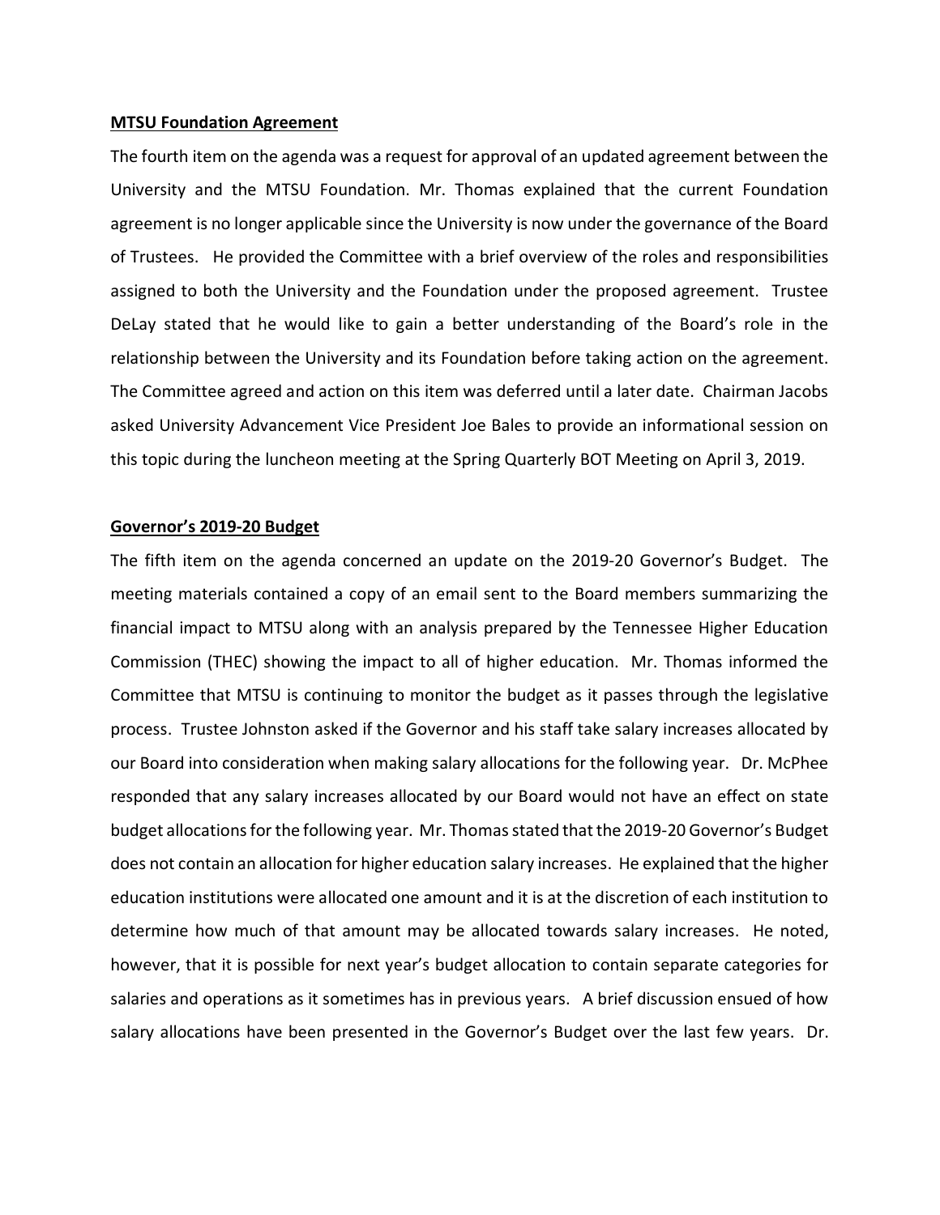**MTSU Foundation Agreement**

The fourth item on the agenda was a request for approval of an updated agreement between the University and the MTSU Foundation. Mr. Thomas explained that the current Foundation agreement is no longer applicable since the University is now under the governance of the Board of Trustees. He provided the Committee with a brief overview of the roles and responsibilities assigned to both the University and the Foundation under the proposed agreement. Trustee DeLay stated that he would like to gain a better understanding of the Board's role in the relationship between the University and its Foundation before taking action on the agreement. The Committee agreed and action on this item was deferred until a later date. Chairman Jacobs asked University Advancement Vice President Joe Bales to provide an informational session on this topic during the luncheon meeting at the Spring Quarterly BOT Meeting on April 3, 2019.

**Governor's 2019-20 Budget**

The fifth item on the agenda concerned an update on the 2019-20 Governor's Budget. The meeting materials contained a copy of an email sent to the Board members summarizing the financial impact to MTSU along with an analysis prepared by the Tennessee Higher Education Commission (THEC) showing the impact to all of higher education. Mr. Thomas informed the Committee that MTSU is continuing to monitor the budget as it passes through the legislative process. Trustee Johnston asked if the Governor and his staff take salary increases allocated by our Board into consideration when making salary allocations for the following year. Dr. McPhee responded that any salary increases allocated by our Board would not have an effect on state budget allocations for the following year. Mr. Thomas stated that the 2019-20 Governor's Budget does not contain an allocation for higher education salary increases. He explained that the higher education institutions were allocated one amount and it is at the discretion of each institution to determine how much of that amount may be allocated towards salary increases. He noted, however, that it is possible for next year's budget allocation to contain separate categories for salaries and operations as it sometimes has in previous years. A brief discussion ensued of how salary allocations have been presented in the Governor's Budget over the last few years. Dr.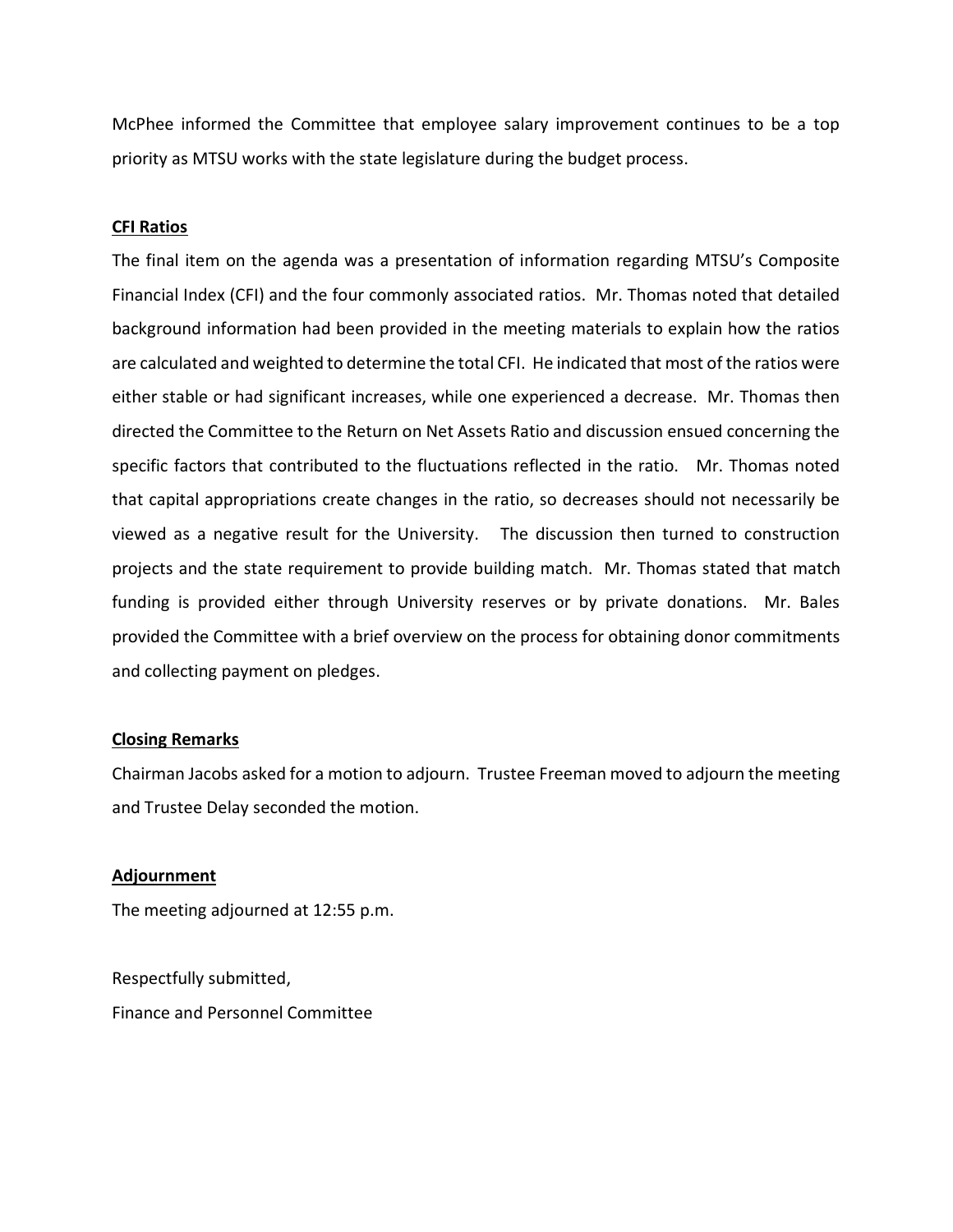McPhee informed the Committee that employee salary improvement continues to be a top priority as MTSU works with the state legislature during the budget process.

**CFI Ratios**

The final item on the agenda was a presentation of information regarding MTSU's Composite Financial Index (CFI) and the four commonly associated ratios. Mr. Thomas noted that detailed background information had been provided in the meeting materials to explain how the ratios are calculated and weighted to determine the total CFI. He indicated that most of the ratios were either stable or had significant increases, while one experienced a decrease. Mr. Thomas then directed the Committee to the Return on Net Assets Ratio and discussion ensued concerning the specific factors that contributed to the fluctuations reflected in the ratio. Mr. Thomas noted that capital appropriations create changes in the ratio, so decreases should not necessarily be viewed as a negative result for the University. The discussion then turned to construction projects and the state requirement to provide building match. Mr. Thomas stated that match funding is provided either through University reserves or by private donations. Mr. Bales provided the Committee with a brief overview on the process for obtaining donor commitments and collecting payment on pledges.

**Closing Remarks**

Chairman Jacobs asked for a motion to adjourn. Trustee Freeman moved to adjourn the meeting and Trustee Delay seconded the motion.

**Adjournment**

The meeting adjourned at 12:55 p.m.

Respectfully submitted,
Finance and Personnel Committee